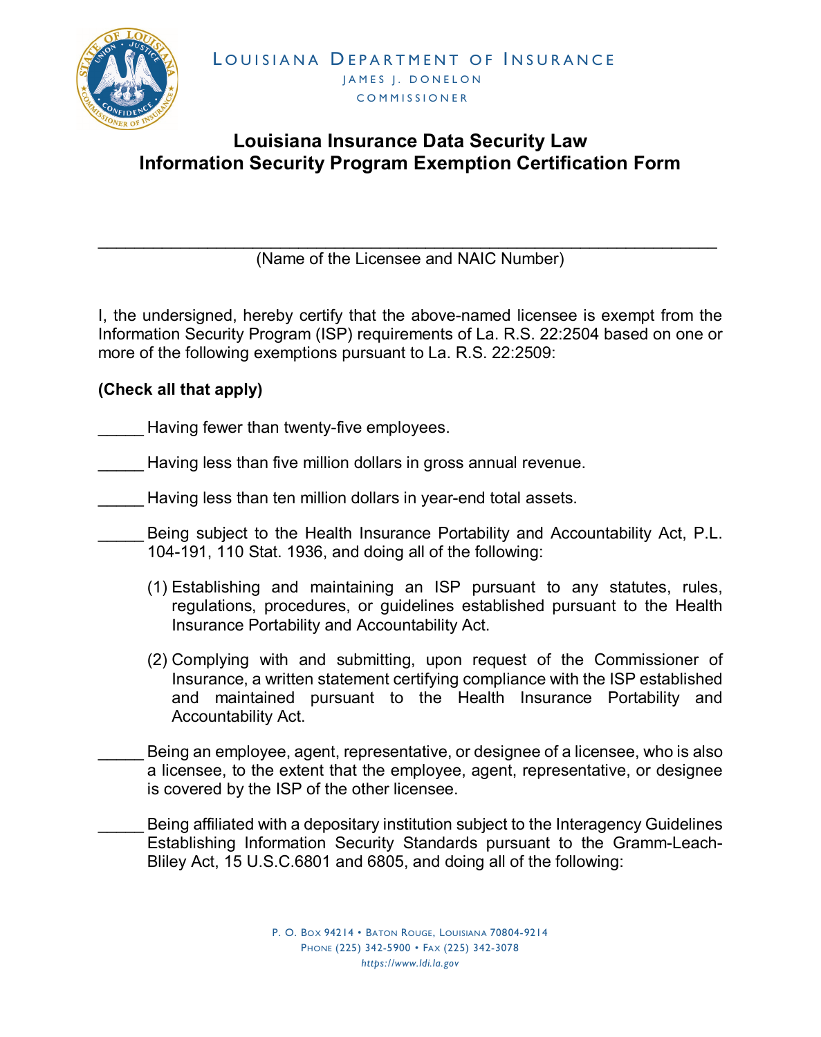LOUISIANA DEPARTMENT OF INSURANCE
JAMES J. DONELON
COMMISSIONER

# Louisiana Insurance Data Security Law
# Information Security Program Exemption Certification Form

\_\_\_\_\_\_\_\_\_\_\_\_\_\_\_\_\_\_\_\_\_\_\_\_\_\_\_\_\_\_\_\_\_\_\_\_\_\_\_\_\_\_\_\_\_\_\_\_\_\_\_\_\_\_\_\_\_\_\_\_
(Name of the Licensee and NAIC Number)

I, the undersigned, hereby certify that the above-named licensee is exempt from the Information Security Program (ISP) requirements of La. R.S. 22:2504 based on one or more of the following exemptions pursuant to La. R.S. 22:2509:

**(Check all that apply)**

_____ Having fewer than twenty-five employees.

_____ Having less than five million dollars in gross annual revenue.

_____ Having less than ten million dollars in year-end total assets.

_____ Being subject to the Health Insurance Portability and Accountability Act, P.L. 104-191, 110 Stat. 1936, and doing all of the following:

(1) Establishing and maintaining an ISP pursuant to any statutes, rules, regulations, procedures, or guidelines established pursuant to the Health Insurance Portability and Accountability Act.

(2) Complying with and submitting, upon request of the Commissioner of Insurance, a written statement certifying compliance with the ISP established and maintained pursuant to the Health Insurance Portability and Accountability Act.

_____ Being an employee, agent, representative, or designee of a licensee, who is also a licensee, to the extent that the employee, agent, representative, or designee is covered by the ISP of the other licensee.

_____ Being affiliated with a depositary institution subject to the Interagency Guidelines Establishing Information Security Standards pursuant to the Gramm-Leach-Bliley Act, 15 U.S.C.6801 and 6805, and doing all of the following:

P. O. Box 94214 • Baton Rouge, Louisiana 70804-9214
Phone (225) 342-5900 • Fax (225) 342-3078
*https://www.ldi.la.gov*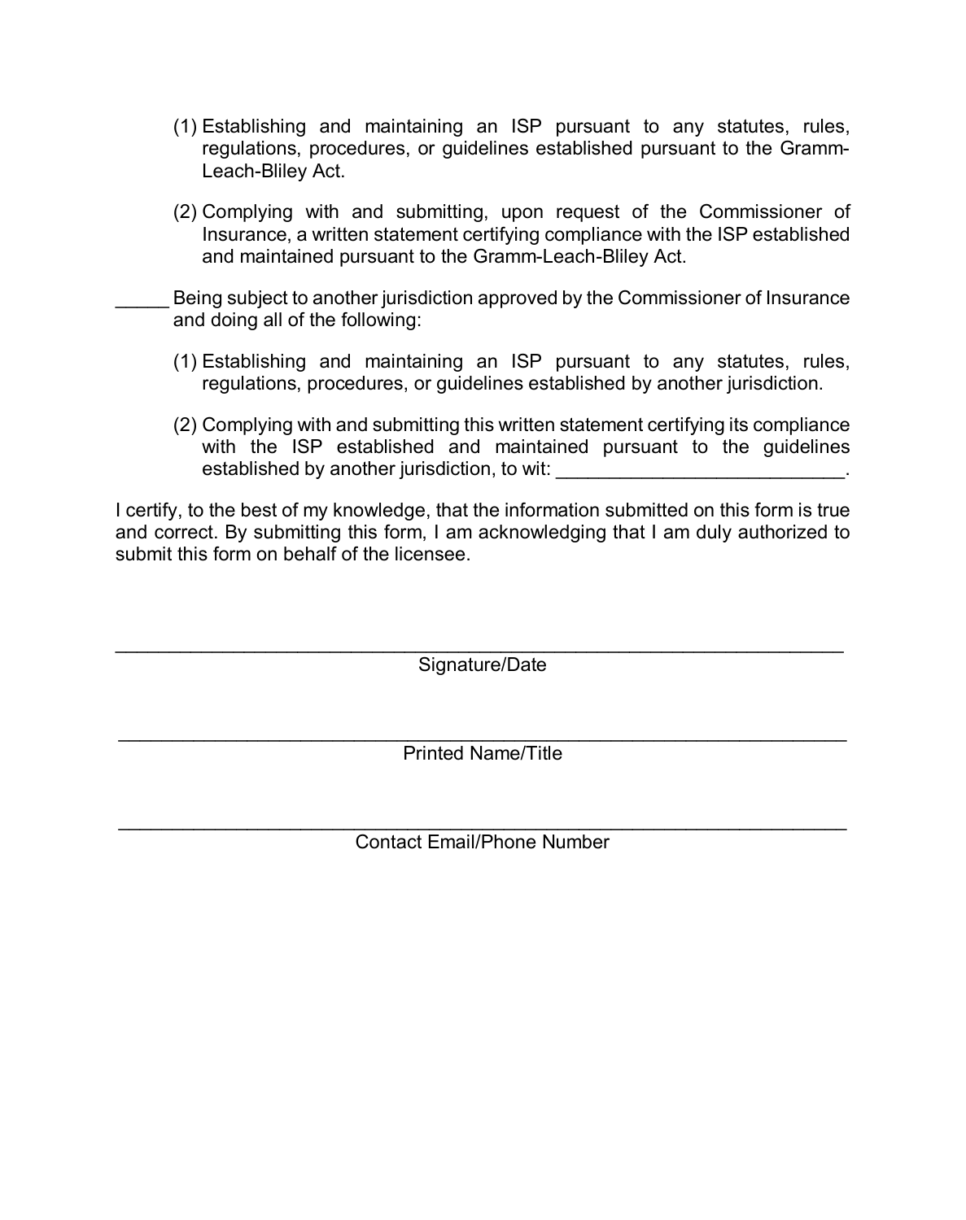(1) Establishing and maintaining an ISP pursuant to any statutes, rules, regulations, procedures, or guidelines established pursuant to the Gramm-Leach-Bliley Act.

(2) Complying with and submitting, upon request of the Commissioner of Insurance, a written statement certifying compliance with the ISP established and maintained pursuant to the Gramm-Leach-Bliley Act.

_____ Being subject to another jurisdiction approved by the Commissioner of Insurance and doing all of the following:

(1) Establishing and maintaining an ISP pursuant to any statutes, rules, regulations, procedures, or guidelines established by another jurisdiction.

(2) Complying with and submitting this written statement certifying its compliance with the ISP established and maintained pursuant to the guidelines established by another jurisdiction, to wit: ___________________________.

I certify, to the best of my knowledge, that the information submitted on this form is true and correct. By submitting this form, I am acknowledging that I am duly authorized to submit this form on behalf of the licensee.

_________________________________________________________________
Signature/Date

_________________________________________________________________
Printed Name/Title

_________________________________________________________________
Contact Email/Phone Number